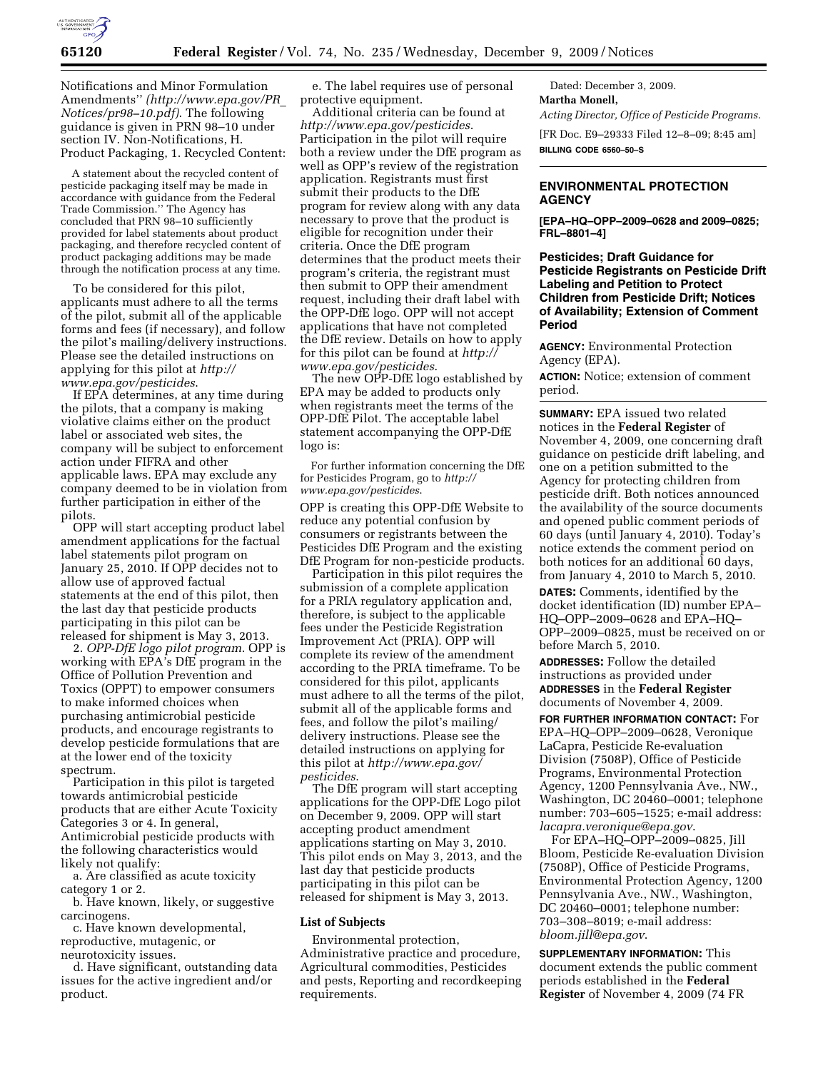Notifications and Minor Formulation Amendments'' *(http://www.epa.gov/PR_Notices/pr98–10.pdf)*. The following guidance is given in PRN 98–10 under section IV. Non-Notifications, H. Product Packaging, 1. Recycled Content:

> A statement about the recycled content of pesticide packaging itself may be made in accordance with guidance from the Federal Trade Commission.'' The Agency has concluded that PRN 98–10 sufficiently provided for label statements about product packaging, and therefore recycled content of product packaging additions may be made through the notification process at any time.

To be considered for this pilot, applicants must adhere to all the terms of the pilot, submit all of the applicable forms and fees (if necessary), and follow the pilot's mailing/delivery instructions. Please see the detailed instructions on applying for this pilot at *http://www.epa.gov/pesticides*.

If EPA determines, at any time during the pilots, that a company is making violative claims either on the product label or associated web sites, the company will be subject to enforcement action under FIFRA and other applicable laws. EPA may exclude any company deemed to be in violation from further participation in either of the pilots.

OPP will start accepting product label amendment applications for the factual label statements pilot program on January 25, 2010. If OPP decides not to allow use of approved factual statements at the end of this pilot, then the last day that pesticide products participating in this pilot can be released for shipment is May 3, 2013.

2. *OPP-DfE logo pilot program*. OPP is working with EPA's DfE program in the Office of Pollution Prevention and Toxics (OPPT) to empower consumers to make informed choices when purchasing antimicrobial pesticide products, and encourage registrants to develop pesticide formulations that are at the lower end of the toxicity spectrum.

Participation in this pilot is targeted towards antimicrobial pesticide products that are either Acute Toxicity Categories 3 or 4. In general, Antimicrobial pesticide products with the following characteristics would likely not qualify:

a. Are classified as acute toxicity category 1 or 2.

b. Have known, likely, or suggestive carcinogens.

c. Have known developmental, reproductive, mutagenic, or neurotoxicity issues.

d. Have significant, outstanding data issues for the active ingredient and/or product.

e. The label requires use of personal protective equipment.

Additional criteria can be found at *http://www.epa.gov/pesticides*. Participation in the pilot will require both a review under the DfE program as well as OPP's review of the registration application. Registrants must first submit their products to the DfE program for review along with any data necessary to prove that the product is eligible for recognition under their criteria. Once the DfE program determines that the product meets their program's criteria, the registrant must then submit to OPP their amendment request, including their draft label with the OPP-DfE logo. OPP will not accept applications that have not completed the DfE review. Details on how to apply for this pilot can be found at *http://www.epa.gov/pesticides*.

The new OPP-DfE logo established by EPA may be added to products only when registrants meet the terms of the OPP-DfE Pilot. The acceptable label statement accompanying the OPP-DfE logo is:

> For further information concerning the DfE for Pesticides Program, go to *http://www.epa.gov/pesticides*.

OPP is creating this OPP-DfE Website to reduce any potential confusion by consumers or registrants between the Pesticides DfE Program and the existing DfE Program for non-pesticide products.

Participation in this pilot requires the submission of a complete application for a PRIA regulatory application and, therefore, is subject to the applicable fees under the Pesticide Registration Improvement Act (PRIA). OPP will complete its review of the amendment according to the PRIA timeframe. To be considered for this pilot, applicants must adhere to all the terms of the pilot, submit all of the applicable forms and fees, and follow the pilot's mailing/delivery instructions. Please see the detailed instructions on applying for this pilot at *http://www.epa.gov/pesticides*.

The DfE program will start accepting applications for the OPP-DfE Logo pilot on December 9, 2009. OPP will start accepting product amendment applications starting on May 3, 2010. This pilot ends on May 3, 2013, and the last day that pesticide products participating in this pilot can be released for shipment is May 3, 2013.

**List of Subjects**

Environmental protection, Administrative practice and procedure, Agricultural commodities, Pesticides and pests, Reporting and recordkeeping requirements.

Dated: December 3, 2009.

**Martha Monell,**

*Acting Director, Office of Pesticide Programs.*

[FR Doc. E9–29333 Filed 12–8–09; 8:45 am]

**BILLING CODE 6560–50–S**

---

## ENVIRONMENTAL PROTECTION AGENCY

**[EPA–HQ–OPP–2009–0628 and 2009–0825; FRL–8801–4]**

### Pesticides; Draft Guidance for Pesticide Registrants on Pesticide Drift Labeling and Petition to Protect Children from Pesticide Drift; Notices of Availability; Extension of Comment Period

**AGENCY:** Environmental Protection Agency (EPA).

**ACTION:** Notice; extension of comment period.

**SUMMARY:** EPA issued two related notices in the **Federal Register** of November 4, 2009, one concerning draft guidance on pesticide drift labeling, and one on a petition submitted to the Agency for protecting children from pesticide drift. Both notices announced the availability of the source documents and opened public comment periods of 60 days (until January 4, 2010). Today's notice extends the comment period on both notices for an additional 60 days, from January 4, 2010 to March 5, 2010.

**DATES:** Comments, identified by the docket identification (ID) number EPA–HQ–OPP–2009–0628 and EPA–HQ–OPP–2009–0825, must be received on or before March 5, 2010.

**ADDRESSES:** Follow the detailed instructions as provided under **ADDRESSES** in the **Federal Register** documents of November 4, 2009.

**FOR FURTHER INFORMATION CONTACT:** For EPA–HQ–OPP–2009–0628, Veronique LaCapra, Pesticide Re-evaluation Division (7508P), Office of Pesticide Programs, Environmental Protection Agency, 1200 Pennsylvania Ave., NW., Washington, DC 20460–0001; telephone number: 703–605–1525; e-mail address: *lacapra.veronique@epa.gov*.

For EPA–HQ–OPP–2009–0825, Jill Bloom, Pesticide Re-evaluation Division (7508P), Office of Pesticide Programs, Environmental Protection Agency, 1200 Pennsylvania Ave., NW., Washington, DC 20460–0001; telephone number: 703–308–8019; e-mail address: *bloom.jill@epa.gov*.

**SUPPLEMENTARY INFORMATION:** This document extends the public comment periods established in the **Federal Register** of November 4, 2009 (74 FR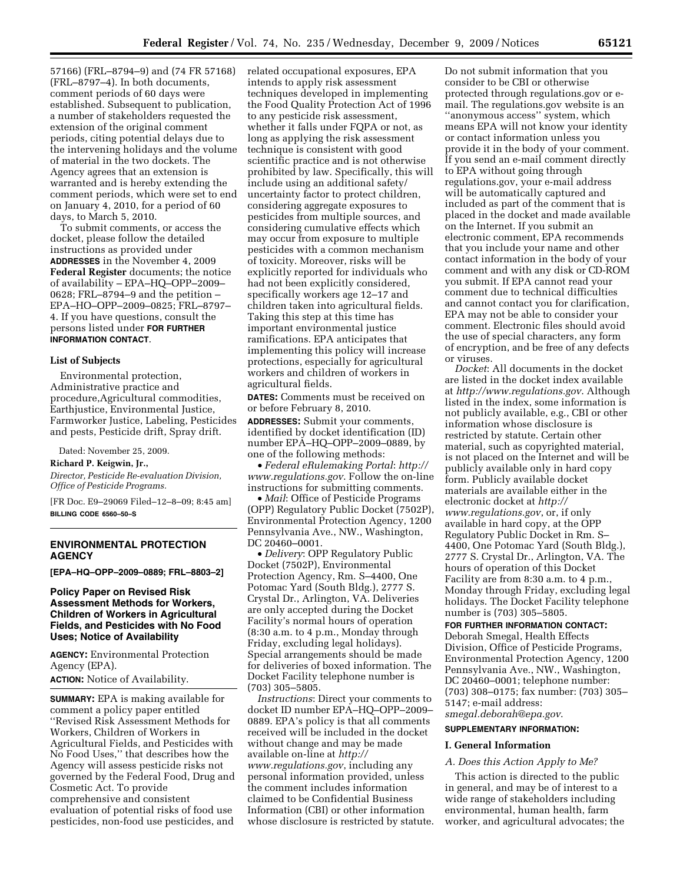57166) (FRL–8794–9) and (74 FR 57168) (FRL–8797–4). In both documents, comment periods of 60 days were established. Subsequent to publication, a number of stakeholders requested the extension of the original comment periods, citing potential delays due to the intervening holidays and the volume of material in the two dockets. The Agency agrees that an extension is warranted and is hereby extending the comment periods, which were set to end on January 4, 2010, for a period of 60 days, to March 5, 2010.

To submit comments, or access the docket, please follow the detailed instructions as provided under **ADDRESSES** in the November 4, 2009 **Federal Register** documents; the notice of availability – EPA–HQ–OPP–2009–0628; FRL–8794–9 and the petition – EPA–HO–OPP–2009–0825; FRL–8797–4. If you have questions, consult the persons listed under **FOR FURTHER INFORMATION CONTACT**.

### List of Subjects

Environmental protection, Administrative practice and procedure,Agricultural commodities, Earthjustice, Environmental Justice, Farmworker Justice, Labeling, Pesticides and pests, Pesticide drift, Spray drift.

Dated: November 25, 2009.

**Richard P. Keigwin, Jr.,**

*Director, Pesticide Re-evaluation Division, Office of Pesticide Programs.*

[FR Doc. E9–29069 Filed–12–8–09; 8:45 am]

**BILLING CODE 6560–50–S**

## ENVIRONMENTAL PROTECTION AGENCY

**[EPA–HQ–OPP–2009–0889; FRL–8803–2]**

## Policy Paper on Revised Risk Assessment Methods for Workers, Children of Workers in Agricultural Fields, and Pesticides with No Food Uses; Notice of Availability

**AGENCY:** Environmental Protection Agency (EPA).

**ACTION:** Notice of Availability.

**SUMMARY:** EPA is making available for comment a policy paper entitled ''Revised Risk Assessment Methods for Workers, Children of Workers in Agricultural Fields, and Pesticides with No Food Uses,'' that describes how the Agency will assess pesticide risks not governed by the Federal Food, Drug and Cosmetic Act. To provide comprehensive and consistent evaluation of potential risks of food use pesticides, non-food use pesticides, and related occupational exposures, EPA intends to apply risk assessment techniques developed in implementing the Food Quality Protection Act of 1996 to any pesticide risk assessment, whether it falls under FQPA or not, as long as applying the risk assessment technique is consistent with good scientific practice and is not otherwise prohibited by law. Specifically, this will include using an additional safety/uncertainty factor to protect children, considering aggregate exposures to pesticides from multiple sources, and considering cumulative effects which may occur from exposure to multiple pesticides with a common mechanism of toxicity. Moreover, risks will be explicitly reported for individuals who had not been explicitly considered, specifically workers age 12–17 and children taken into agricultural fields. Taking this step at this time has important environmental justice ramifications. EPA anticipates that implementing this policy will increase protections, especially for agricultural workers and children of workers in agricultural fields.

**DATES:** Comments must be received on or before February 8, 2010.

**ADDRESSES:** Submit your comments, identified by docket identification (ID) number EPA–HQ–OPP–2009–0889, by one of the following methods:

- *Federal eRulemaking Portal*: *http://www.regulations.gov*. Follow the on-line instructions for submitting comments.
- *Mail*: Office of Pesticide Programs (OPP) Regulatory Public Docket (7502P), Environmental Protection Agency, 1200 Pennsylvania Ave., NW., Washington, DC 20460–0001.
- *Delivery*: OPP Regulatory Public Docket (7502P), Environmental Protection Agency, Rm. S–4400, One Potomac Yard (South Bldg.), 2777 S. Crystal Dr., Arlington, VA. Deliveries are only accepted during the Docket Facility's normal hours of operation (8:30 a.m. to 4 p.m., Monday through Friday, excluding legal holidays). Special arrangements should be made for deliveries of boxed information. The Docket Facility telephone number is (703) 305–5805.

*Instructions*: Direct your comments to docket ID number EPA–HQ–OPP–2009–0889. EPA's policy is that all comments received will be included in the docket without change and may be made available on-line at *http://www.regulations.gov*, including any personal information provided, unless the comment includes information claimed to be Confidential Business Information (CBI) or other information whose disclosure is restricted by statute. Do not submit information that you consider to be CBI or otherwise protected through regulations.gov or e-mail. The regulations.gov website is an ''anonymous access'' system, which means EPA will not know your identity or contact information unless you provide it in the body of your comment. If you send an e-mail comment directly to EPA without going through regulations.gov, your e-mail address will be automatically captured and included as part of the comment that is placed in the docket and made available on the Internet. If you submit an electronic comment, EPA recommends that you include your name and other contact information in the body of your comment and with any disk or CD-ROM you submit. If EPA cannot read your comment due to technical difficulties and cannot contact you for clarification, EPA may not be able to consider your comment. Electronic files should avoid the use of special characters, any form of encryption, and be free of any defects or viruses.

*Docket*: All documents in the docket are listed in the docket index available at *http://www.regulations.gov*. Although listed in the index, some information is not publicly available, e.g., CBI or other information whose disclosure is restricted by statute. Certain other material, such as copyrighted material, is not placed on the Internet and will be publicly available only in hard copy form. Publicly available docket materials are available either in the electronic docket at *http://www.regulations.gov*, or, if only available in hard copy, at the OPP Regulatory Public Docket in Rm. S–4400, One Potomac Yard (South Bldg.), 2777 S. Crystal Dr., Arlington, VA. The hours of operation of this Docket Facility are from 8:30 a.m. to 4 p.m., Monday through Friday, excluding legal holidays. The Docket Facility telephone number is (703) 305–5805.

**FOR FURTHER INFORMATION CONTACT:** Deborah Smegal, Health Effects Division, Office of Pesticide Programs, Environmental Protection Agency, 1200 Pennsylvania Ave., NW., Washington, DC 20460–0001; telephone number: (703) 308–0175; fax number: (703) 305–5147; e-mail address: *smegal.deborah@epa.gov*.

**SUPPLEMENTARY INFORMATION:**

### I. General Information

*A. Does this Action Apply to Me?*

This action is directed to the public in general, and may be of interest to a wide range of stakeholders including environmental, human health, farm worker, and agricultural advocates; the